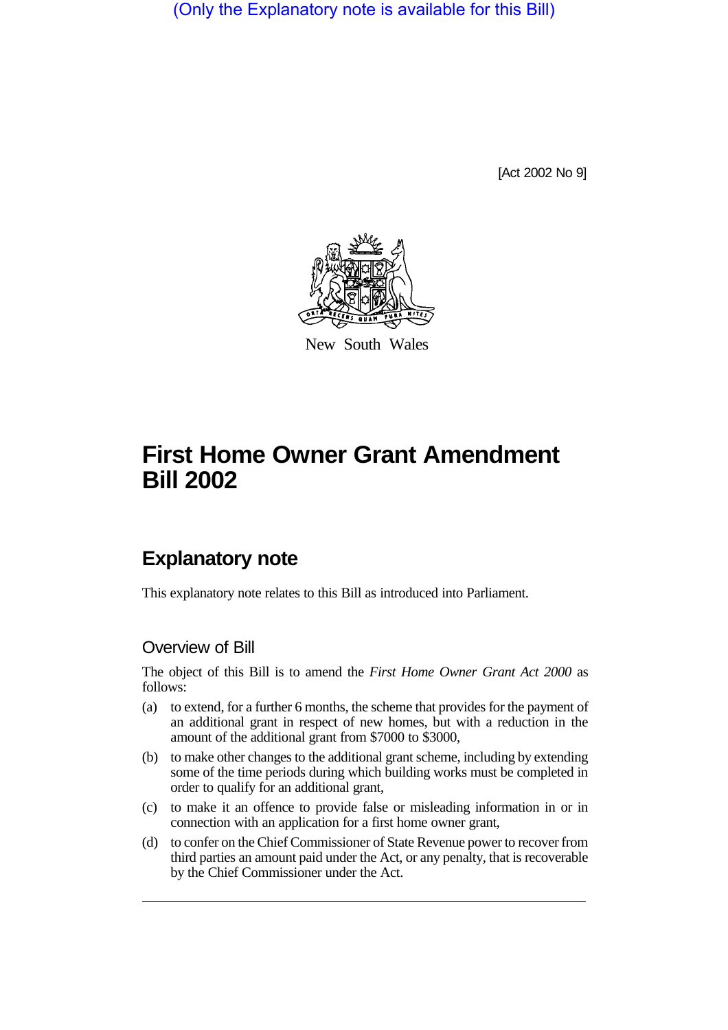(Only the Explanatory note is available for this Bill)

[Act 2002 No 9]

New South Wales

# First Home Owner Grant Amendment Bill 2002

## Explanatory note

This explanatory note relates to this Bill as introduced into Parliament.

### Overview of Bill

The object of this Bill is to amend the *First Home Owner Grant Act 2000* as follows:

(a) to extend, for a further 6 months, the scheme that provides for the payment of an additional grant in respect of new homes, but with a reduction in the amount of the additional grant from $7000 to $3000,

(b) to make other changes to the additional grant scheme, including by extending some of the time periods during which building works must be completed in order to qualify for an additional grant,

(c) to make it an offence to provide false or misleading information in or in connection with an application for a first home owner grant,

(d) to confer on the Chief Commissioner of State Revenue power to recover from third parties an amount paid under the Act, or any penalty, that is recoverable by the Chief Commissioner under the Act.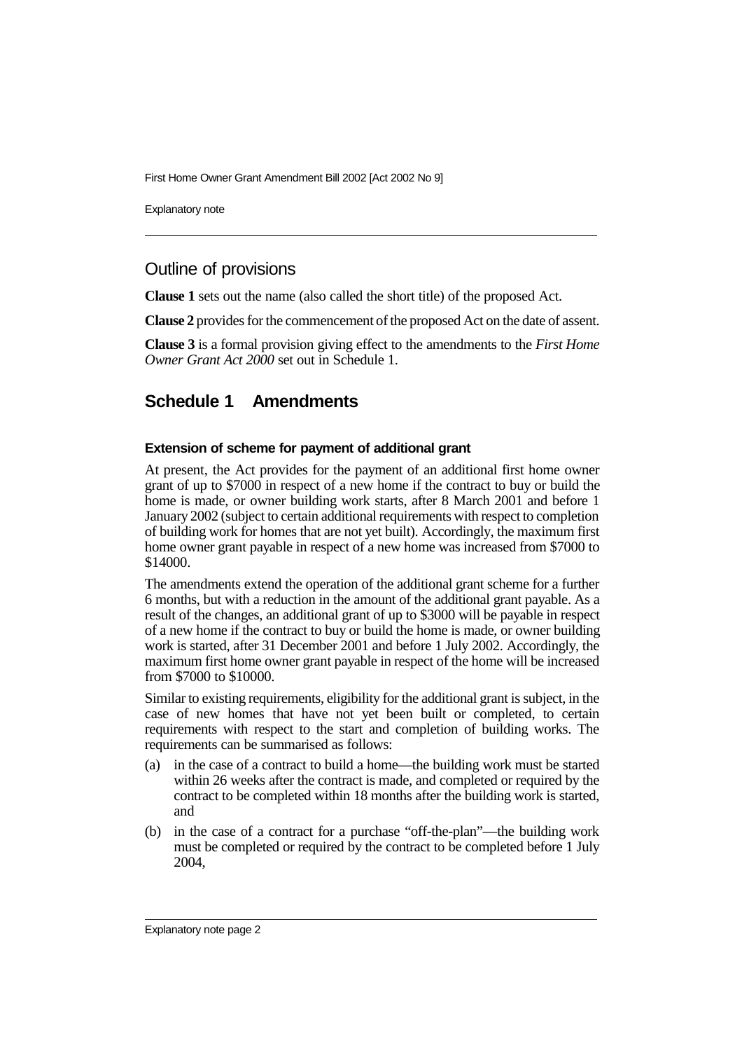## Outline of provisions

**Clause 1** sets out the name (also called the short title) of the proposed Act.

**Clause 2** provides for the commencement of the proposed Act on the date of assent.

**Clause 3** is a formal provision giving effect to the amendments to the *First Home Owner Grant Act 2000* set out in Schedule 1.

## Schedule 1 Amendments

### Extension of scheme for payment of additional grant

At present, the Act provides for the payment of an additional first home owner grant of up to $7000 in respect of a new home if the contract to buy or build the home is made, or owner building work starts, after 8 March 2001 and before 1 January 2002 (subject to certain additional requirements with respect to completion of building work for homes that are not yet built). Accordingly, the maximum first home owner grant payable in respect of a new home was increased from $7000 to $14000.

The amendments extend the operation of the additional grant scheme for a further 6 months, but with a reduction in the amount of the additional grant payable. As a result of the changes, an additional grant of up to $3000 will be payable in respect of a new home if the contract to buy or build the home is made, or owner building work is started, after 31 December 2001 and before 1 July 2002. Accordingly, the maximum first home owner grant payable in respect of the home will be increased from $7000 to $10000.

Similar to existing requirements, eligibility for the additional grant is subject, in the case of new homes that have not yet been built or completed, to certain requirements with respect to the start and completion of building works. The requirements can be summarised as follows:

(a) in the case of a contract to build a home—the building work must be started within 26 weeks after the contract is made, and completed or required by the contract to be completed within 18 months after the building work is started, and

(b) in the case of a contract for a purchase "off-the-plan"—the building work must be completed or required by the contract to be completed before 1 July 2004,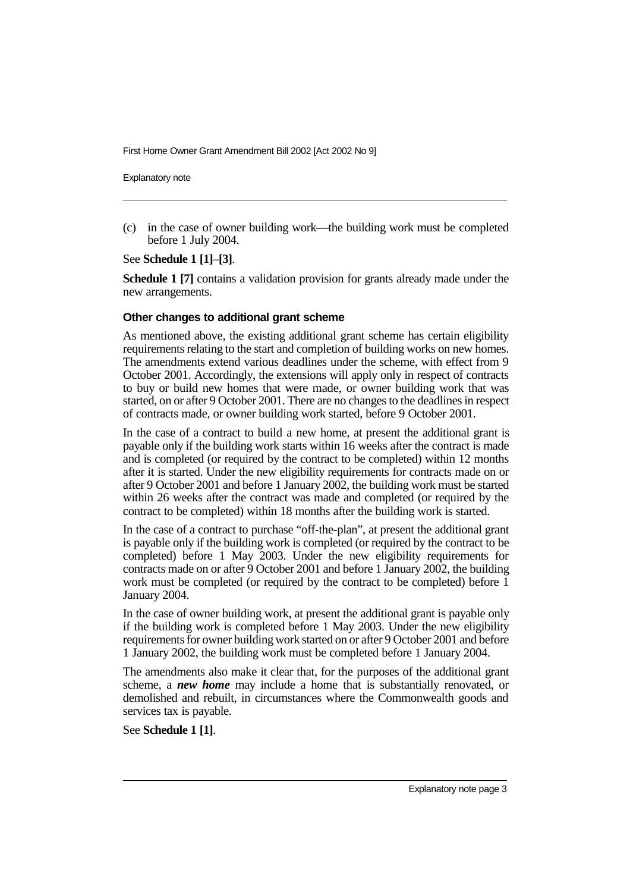(c) in the case of owner building work—the building work must be completed before 1 July 2004.

See **Schedule 1 [1]**–**[3]**.

**Schedule 1 [7]** contains a validation provision for grants already made under the new arrangements.

#### Other changes to additional grant scheme

As mentioned above, the existing additional grant scheme has certain eligibility requirements relating to the start and completion of building works on new homes. The amendments extend various deadlines under the scheme, with effect from 9 October 2001. Accordingly, the extensions will apply only in respect of contracts to buy or build new homes that were made, or owner building work that was started, on or after 9 October 2001. There are no changes to the deadlines in respect of contracts made, or owner building work started, before 9 October 2001.

In the case of a contract to build a new home, at present the additional grant is payable only if the building work starts within 16 weeks after the contract is made and is completed (or required by the contract to be completed) within 12 months after it is started. Under the new eligibility requirements for contracts made on or after 9 October 2001 and before 1 January 2002, the building work must be started within 26 weeks after the contract was made and completed (or required by the contract to be completed) within 18 months after the building work is started.

In the case of a contract to purchase "off-the-plan", at present the additional grant is payable only if the building work is completed (or required by the contract to be completed) before 1 May 2003. Under the new eligibility requirements for contracts made on or after 9 October 2001 and before 1 January 2002, the building work must be completed (or required by the contract to be completed) before 1 January 2004.

In the case of owner building work, at present the additional grant is payable only if the building work is completed before 1 May 2003. Under the new eligibility requirements for owner building work started on or after 9 October 2001 and before 1 January 2002, the building work must be completed before 1 January 2004.

The amendments also make it clear that, for the purposes of the additional grant scheme, a ***new home*** may include a home that is substantially renovated, or demolished and rebuilt, in circumstances where the Commonwealth goods and services tax is payable.

See **Schedule 1 [1]**.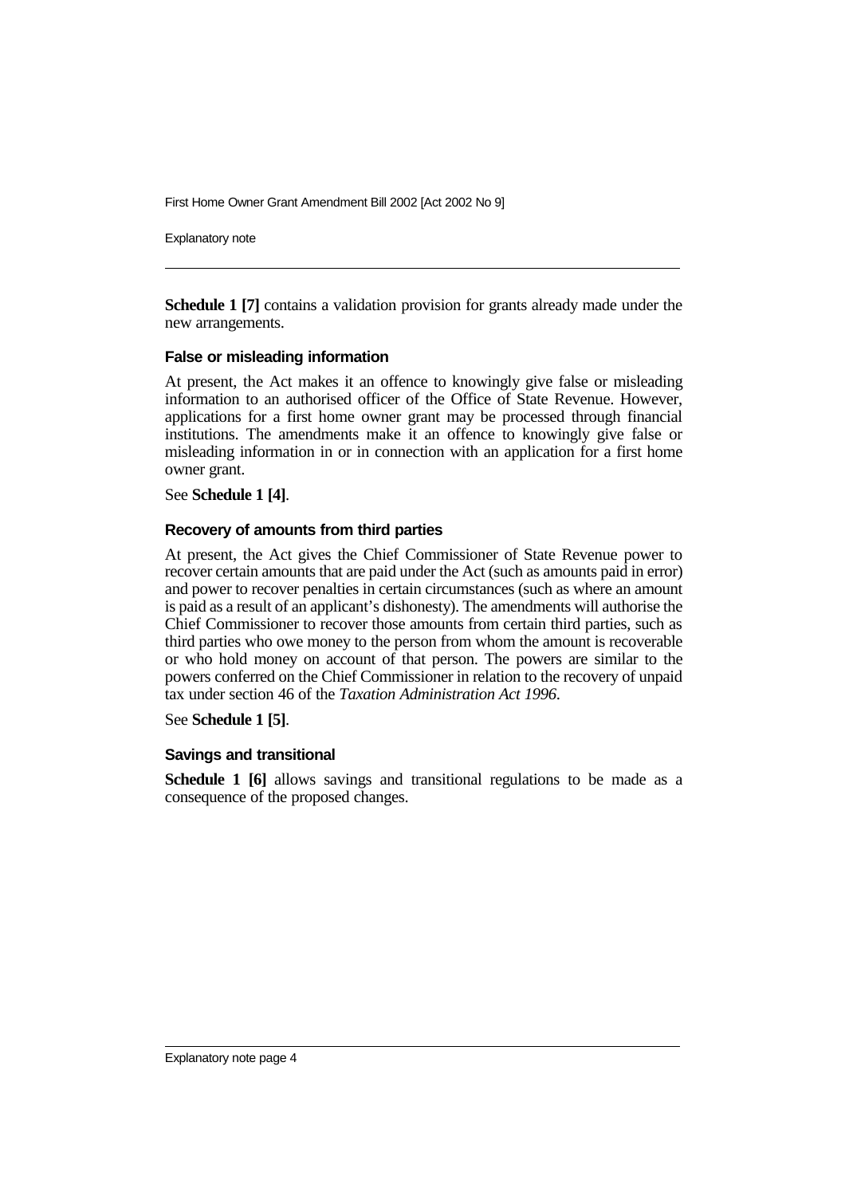**Schedule 1 [7]** contains a validation provision for grants already made under the new arrangements.

### False or misleading information

At present, the Act makes it an offence to knowingly give false or misleading information to an authorised officer of the Office of State Revenue. However, applications for a first home owner grant may be processed through financial institutions. The amendments make it an offence to knowingly give false or misleading information in or in connection with an application for a first home owner grant.

See **Schedule 1 [4]**.

### Recovery of amounts from third parties

At present, the Act gives the Chief Commissioner of State Revenue power to recover certain amounts that are paid under the Act (such as amounts paid in error) and power to recover penalties in certain circumstances (such as where an amount is paid as a result of an applicant's dishonesty). The amendments will authorise the Chief Commissioner to recover those amounts from certain third parties, such as third parties who owe money to the person from whom the amount is recoverable or who hold money on account of that person. The powers are similar to the powers conferred on the Chief Commissioner in relation to the recovery of unpaid tax under section 46 of the *Taxation Administration Act 1996*.

See **Schedule 1 [5]**.

### Savings and transitional

**Schedule 1 [6]** allows savings and transitional regulations to be made as a consequence of the proposed changes.